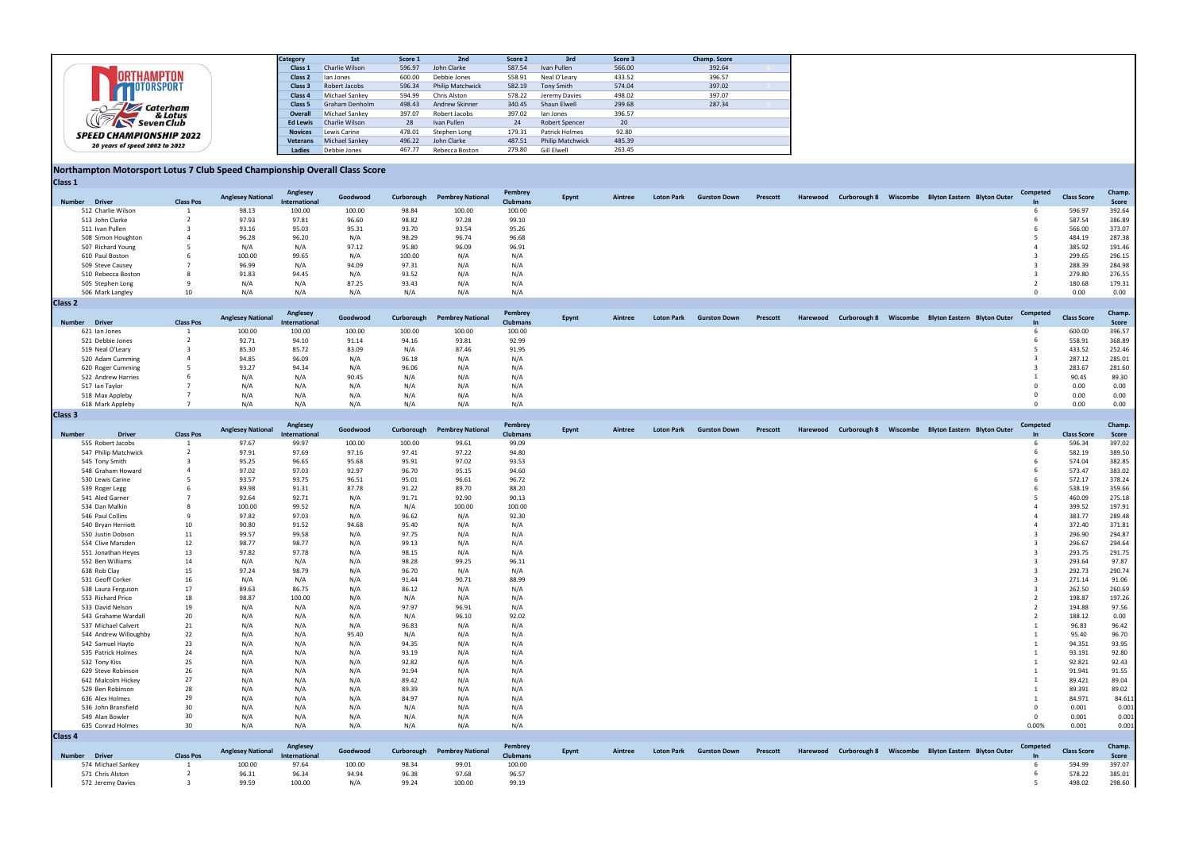Northampton Motorsport Caterham & Lotus Seven Club
**SPEED CHAMPIONSHIP 2022**
*20 years of speed 2002 to 2022*

| Category | 1st | Score 1 | 2nd | Score 2 | 3rd | Score 3 | Champ. Score |
|---|---|---|---|---|---|---|---|
| Class 1 | Charlie Wilson | 596.97 | John Clarke | 587.54 | Ivan Pullen | 566.00 | 392.64 |
| Class 2 | Ian Jones | 600.00 | Debbie Jones | 558.91 | Neal O'Leary | 433.52 | 396.57 |
| Class 3 | Robert Jacobs | 596.34 | Philip Matchwick | 582.19 | Tony Smith | 574.04 | 397.02 |
| Class 4 | Michael Sankey | 594.99 | Chris Alston | 578.22 | Jeremy Davies | 498.02 | 397.07 |
| Class 5 | Graham Denholm | 498.43 | Andrew Skinner | 340.45 | Shaun Elwell | 299.68 | 287.34 |
| Overall | Michael Sankey | 397.07 | Robert Jacobs | 397.02 | Ian Jones | 396.57 | |
| Ed Lewis | Charlie Wilson | 28 | Ivan Pullen | 24 | Robert Spencer | 20 | |
| Novices | Lewis Carine | 478.01 | Stephen Long | 179.31 | Patrick Holmes | 92.80 | |
| Veterans | Michael Sankey | 496.22 | John Clarke | 487.51 | Philip Matchwick | 485.39 | |
| Ladies | Debbie Jones | 467.77 | Rebecca Boston | 279.80 | Gill Elwell | 263.45 | |

## Northampton Motorsport Lotus 7 Club Speed Championship Overall Class Score

### Class 1

| Number | Driver | Class Pos | Anglesey National | Anglesey International | Goodwood | Curborough | Pembrey National | Pembrey Clubmans | Epynt | Aintree | Loton Park | Gurston Down | Prescott | Harewood | Curborough 8 | Wiscombe | Blyton Eastern | Blyton Outer | Competed In | Class Score | Champ. Score |
|---|---|---|---|---|---|---|---|---|---|---|---|---|---|---|---|---|---|---|---|---|---|
| 512 | Charlie Wilson | 1 | 98.13 | 100.00 | 100.00 | 98.84 | 100.00 | 100.00 | | | | | | | | | | | 6 | 596.97 | 392.64 |
| 513 | John Clarke | 2 | 97.93 | 97.81 | 96.60 | 98.82 | 97.28 | 99.10 | | | | | | | | | | | 6 | 587.54 | 386.89 |
| 511 | Ivan Pullen | 3 | 93.16 | 95.03 | 95.31 | 93.70 | 93.54 | 95.26 | | | | | | | | | | | 6 | 566.00 | 373.07 |
| 508 | Simon Houghton | 4 | 96.28 | 96.20 | N/A | 98.29 | 96.74 | 96.68 | | | | | | | | | | | 5 | 484.19 | 287.38 |
| 507 | Richard Young | 5 | N/A | N/A | 97.12 | 95.80 | 96.09 | 96.91 | | | | | | | | | | | 4 | 385.92 | 191.46 |
| 610 | Paul Boston | 6 | 100.00 | 99.65 | N/A | 100.00 | N/A | N/A | | | | | | | | | | | 3 | 299.65 | 296.15 |
| 509 | Steve Causey | 7 | 96.99 | N/A | 94.09 | 97.31 | N/A | N/A | | | | | | | | | | | 3 | 288.39 | 284.98 |
| 510 | Rebecca Boston | 8 | 91.83 | 94.45 | N/A | 93.52 | N/A | N/A | | | | | | | | | | | 3 | 279.80 | 276.55 |
| 505 | Stephen Long | 9 | N/A | N/A | 87.25 | 93.43 | N/A | N/A | | | | | | | | | | | 2 | 180.68 | 179.31 |
| 506 | Mark Langley | 10 | N/A | N/A | N/A | N/A | N/A | N/A | | | | | | | | | | | 0 | 0.00 | 0.00 |

### Class 2

| Number | Driver | Class Pos | Anglesey National | Anglesey International | Goodwood | Curborough | Pembrey National | Pembrey Clubmans | Epynt | Aintree | Loton Park | Gurston Down | Prescott | Harewood | Curborough 8 | Wiscombe | Blyton Eastern | Blyton Outer | Competed In | Class Score | Champ. Score |
|---|---|---|---|---|---|---|---|---|---|---|---|---|---|---|---|---|---|---|---|---|---|
| 621 | Ian Jones | 1 | 100.00 | 100.00 | 100.00 | 100.00 | 100.00 | 100.00 | | | | | | | | | | | 6 | 600.00 | 396.57 |
| 521 | Debbie Jones | 2 | 92.71 | 94.10 | 91.14 | 94.16 | 93.81 | 92.99 | | | | | | | | | | | 6 | 558.91 | 368.89 |
| 519 | Neal O'Leary | 3 | 85.30 | 85.72 | 83.09 | N/A | 87.46 | 91.95 | | | | | | | | | | | 5 | 433.52 | 252.46 |
| 520 | Adam Cumming | 4 | 94.85 | 96.09 | N/A | 96.18 | N/A | N/A | | | | | | | | | | | 3 | 287.12 | 285.01 |
| 620 | Roger Cumming | 5 | 93.27 | 94.34 | N/A | 96.06 | N/A | N/A | | | | | | | | | | | 3 | 283.67 | 281.60 |
| 522 | Andrew Harries | 6 | N/A | N/A | 90.45 | N/A | N/A | N/A | | | | | | | | | | | 1 | 90.45 | 89.30 |
| 517 | Ian Taylor | 7 | N/A | N/A | N/A | N/A | N/A | N/A | | | | | | | | | | | 0 | 0.00 | 0.00 |
| 518 | Max Appleby | 7 | N/A | N/A | N/A | N/A | N/A | N/A | | | | | | | | | | | 0 | 0.00 | 0.00 |
| 618 | Mark Appleby | 7 | N/A | N/A | N/A | N/A | N/A | N/A | | | | | | | | | | | 0 | 0.00 | 0.00 |

### Class 3

| Number | Driver | Class Pos | Anglesey National | Anglesey International | Goodwood | Curborough | Pembrey National | Pembrey Clubmans | Epynt | Aintree | Loton Park | Gurston Down | Prescott | Harewood | Curborough 8 | Wiscombe | Blyton Eastern | Blyton Outer | Competed In | Class Score | Champ. Score |
|---|---|---|---|---|---|---|---|---|---|---|---|---|---|---|---|---|---|---|---|---|---|
| 555 | Robert Jacobs | 1 | 97.67 | 99.97 | 100.00 | 100.00 | 99.61 | 99.09 | | | | | | | | | | | 6 | 596.34 | 397.02 |
| 547 | Philip Matchwick | 2 | 97.91 | 97.69 | 97.16 | 97.41 | 97.22 | 94.80 | | | | | | | | | | | 6 | 582.19 | 389.50 |
| 545 | Tony Smith | 3 | 95.25 | 96.65 | 95.68 | 95.91 | 97.02 | 93.53 | | | | | | | | | | | 6 | 574.04 | 382.85 |
| 548 | Graham Howard | 4 | 97.02 | 97.03 | 92.97 | 96.70 | 95.15 | 94.60 | | | | | | | | | | | 6 | 573.47 | 383.02 |
| 530 | Lewis Carine | 5 | 93.57 | 93.75 | 96.51 | 95.01 | 96.61 | 96.72 | | | | | | | | | | | 6 | 572.17 | 378.24 |
| 539 | Roger Legg | 6 | 89.98 | 91.31 | 87.78 | 91.22 | 89.70 | 88.20 | | | | | | | | | | | 6 | 538.19 | 359.66 |
| 541 | Aled Garner | 7 | 92.64 | 92.71 | N/A | 91.71 | 92.90 | 90.13 | | | | | | | | | | | 5 | 460.09 | 275.18 |
| 534 | Dan Malkin | 8 | 100.00 | 99.52 | N/A | N/A | 100.00 | 100.00 | | | | | | | | | | | 4 | 399.52 | 197.91 |
| 546 | Paul Collins | 9 | 97.82 | 97.03 | N/A | 96.62 | N/A | 92.30 | | | | | | | | | | | 4 | 383.77 | 289.48 |
| 540 | Bryan Herriott | 10 | 90.80 | 91.52 | 94.68 | 95.40 | N/A | N/A | | | | | | | | | | | 4 | 372.40 | 371.81 |
| 550 | Justin Dobson | 11 | 99.57 | 99.58 | N/A | 97.75 | N/A | N/A | | | | | | | | | | | 3 | 296.90 | 294.87 |
| 554 | Clive Marsden | 12 | 98.77 | 98.77 | N/A | 99.13 | N/A | N/A | | | | | | | | | | | 3 | 296.67 | 294.64 |
| 551 | Jonathan Heyes | 13 | 97.82 | 97.78 | N/A | 98.15 | N/A | N/A | | | | | | | | | | | 3 | 293.75 | 291.75 |
| 552 | Ben Williams | 14 | N/A | N/A | N/A | 98.28 | 99.25 | 96.11 | | | | | | | | | | | 3 | 293.64 | 97.87 |
| 638 | Rob Clay | 15 | 97.24 | 98.79 | N/A | 96.70 | N/A | N/A | | | | | | | | | | | 3 | 292.73 | 290.74 |
| 531 | Geoff Corker | 16 | N/A | N/A | N/A | 91.44 | 90.71 | 88.99 | | | | | | | | | | | 3 | 271.14 | 91.06 |
| 538 | Laura Ferguson | 17 | 89.63 | 86.75 | N/A | 86.12 | N/A | N/A | | | | | | | | | | | 3 | 262.50 | 260.69 |
| 553 | Richard Price | 18 | 98.87 | 100.00 | N/A | N/A | N/A | N/A | | | | | | | | | | | 2 | 198.87 | 197.26 |
| 533 | David Nelson | 19 | N/A | N/A | N/A | 97.97 | 96.91 | N/A | | | | | | | | | | | 2 | 194.88 | 97.56 |
| 543 | Grahame Wardall | 20 | N/A | N/A | N/A | N/A | 96.10 | 92.02 | | | | | | | | | | | 2 | 188.12 | 0.00 |
| 537 | Michael Calvert | 21 | N/A | N/A | N/A | 96.83 | N/A | N/A | | | | | | | | | | | 1 | 96.83 | 96.42 |
| 544 | Andrew Willoughby | 22 | N/A | N/A | 95.40 | N/A | N/A | N/A | | | | | | | | | | | 1 | 95.40 | 96.70 |
| 542 | Samuel Hayto | 23 | N/A | N/A | N/A | 94.35 | N/A | N/A | | | | | | | | | | | 1 | 94.351 | 93.95 |
| 535 | Patrick Holmes | 24 | N/A | N/A | N/A | 93.19 | N/A | N/A | | | | | | | | | | | 1 | 93.191 | 92.80 |
| 532 | Tony Kiss | 25 | N/A | N/A | N/A | 92.82 | N/A | N/A | | | | | | | | | | | 1 | 92.821 | 92.43 |
| 629 | Steve Robinson | 26 | N/A | N/A | N/A | 91.94 | N/A | N/A | | | | | | | | | | | 1 | 91.941 | 91.55 |
| 642 | Malcolm Hickey | 27 | N/A | N/A | N/A | 89.42 | N/A | N/A | | | | | | | | | | | 1 | 89.421 | 89.04 |
| 529 | Ben Robinson | 28 | N/A | N/A | N/A | 89.39 | N/A | N/A | | | | | | | | | | | 1 | 89.391 | 89.02 |
| 636 | Alex Holmes | 29 | N/A | N/A | N/A | 84.97 | N/A | N/A | | | | | | | | | | | 1 | 84.971 | 84.611 |
| 536 | John Bransfield | 30 | N/A | N/A | N/A | N/A | N/A | N/A | | | | | | | | | | | 0 | 0.001 | 0.001 |
| 549 | Alan Bowler | 30 | N/A | N/A | N/A | N/A | N/A | N/A | | | | | | | | | | | 0 | 0.001 | 0.001 |
| 635 | Conrad Holmes | 30 | N/A | N/A | N/A | N/A | N/A | N/A | | | | | | | | | | | 0.00% | 0.001 | 0.001 |

### Class 4

| Number | Driver | Class Pos | Anglesey National | Anglesey International | Goodwood | Curborough | Pembrey National | Pembrey Clubmans | Epynt | Aintree | Loton Park | Gurston Down | Prescott | Harewood | Curborough 8 | Wiscombe | Blyton Eastern | Blyton Outer | Competed In | Class Score | Champ. Score |
|---|---|---|---|---|---|---|---|---|---|---|---|---|---|---|---|---|---|---|---|---|---|
| 574 | Michael Sankey | 1 | 100.00 | 97.64 | 100.00 | 98.34 | 99.01 | 100.00 | | | | | | | | | | | 6 | 594.99 | 397.07 |
| 571 | Chris Alston | 2 | 96.31 | 96.34 | 94.94 | 96.38 | 97.68 | 96.57 | | | | | | | | | | | 6 | 578.22 | 385.01 |
| 572 | Jeremy Davies | 3 | 99.59 | 100.00 | N/A | 99.24 | 100.00 | 99.19 | | | | | | | | | | | 5 | 498.02 | 298.60 |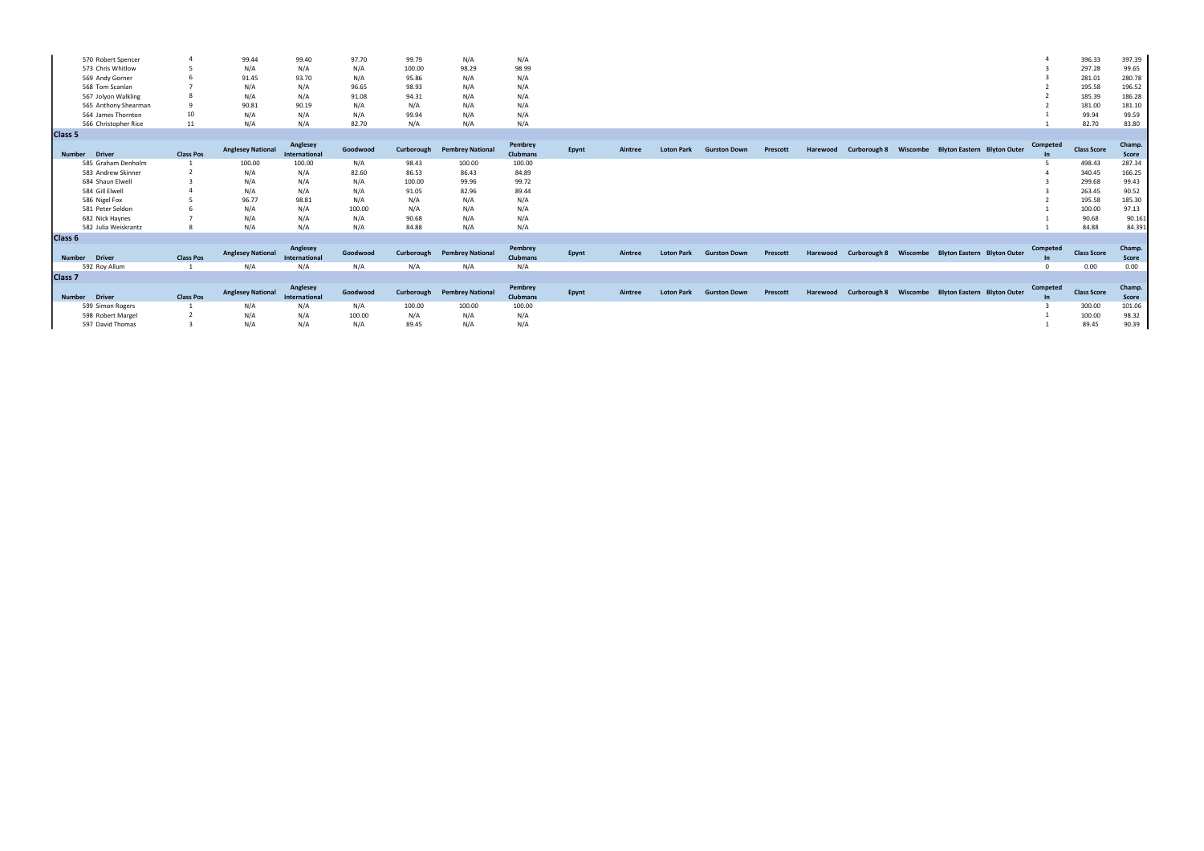| Number | Driver | Class Pos | Anglesey National | Anglesey International | Goodwood | Curborough | Pembrey National | Pembrey Clubmans | Epynt | Aintree | Loton Park | Gurston Down | Prescott | Harewood | Curborough 8 | Wiscombe | Blyton Eastern | Blyton Outer | Competed In | Class Score | Champ. Score |
|---|---|---|---|---|---|---|---|---|---|---|---|---|---|---|---|---|---|---|---|---|---|
| 570 | Robert Spencer | 4 | 99.44 | 99.40 | 97.70 | 99.79 | N/A | N/A | | | | | | | | | | | 4 | 396.33 | 397.39 |
| 573 | Chris Whitlow | 5 | N/A | N/A | N/A | 100.00 | 98.29 | 98.99 | | | | | | | | | | | 3 | 297.28 | 99.65 |
| 569 | Andy Gorner | 6 | 91.45 | 93.70 | N/A | 95.86 | N/A | N/A | | | | | | | | | | | 3 | 281.01 | 280.78 |
| 568 | Tom Scanlan | 7 | N/A | N/A | 96.65 | 98.93 | N/A | N/A | | | | | | | | | | | 2 | 195.58 | 196.52 |
| 567 | Jolyon Walkling | 8 | N/A | N/A | 91.08 | 94.31 | N/A | N/A | | | | | | | | | | | 2 | 185.39 | 186.28 |
| 565 | Anthony Shearman | 9 | 90.81 | 90.19 | N/A | N/A | N/A | N/A | | | | | | | | | | | 2 | 181.00 | 181.10 |
| 564 | James Thornton | 10 | N/A | N/A | N/A | 99.94 | N/A | N/A | | | | | | | | | | | 1 | 99.94 | 99.59 |
| 566 | Christopher Rice | 11 | N/A | N/A | 82.70 | N/A | N/A | N/A | | | | | | | | | | | 1 | 82.70 | 83.80 |

## Class 5

| Number | Driver | Class Pos | Anglesey National | Anglesey International | Goodwood | Curborough | Pembrey National | Pembrey Clubmans | Epynt | Aintree | Loton Park | Gurston Down | Prescott | Harewood | Curborough 8 | Wiscombe | Blyton Eastern | Blyton Outer | Competed In | Class Score | Champ. Score |
|---|---|---|---|---|---|---|---|---|---|---|---|---|---|---|---|---|---|---|---|---|---|
| 585 | Graham Denholm | 1 | 100.00 | 100.00 | N/A | 98.43 | 100.00 | 100.00 | | | | | | | | | | | 5 | 498.43 | 287.34 |
| 583 | Andrew Skinner | 2 | N/A | N/A | 82.60 | 86.53 | 86.43 | 84.89 | | | | | | | | | | | 4 | 340.45 | 166.25 |
| 684 | Shaun Elwell | 3 | N/A | N/A | N/A | 100.00 | 99.96 | 99.72 | | | | | | | | | | | 3 | 299.68 | 99.43 |
| 584 | Gill Elwell | 4 | N/A | N/A | N/A | 91.05 | 82.96 | 89.44 | | | | | | | | | | | 3 | 263.45 | 90.52 |
| 586 | Nigel Fox | 5 | 96.77 | 98.81 | N/A | N/A | N/A | N/A | | | | | | | | | | | 2 | 195.58 | 185.30 |
| 581 | Peter Seldon | 6 | N/A | N/A | 100.00 | N/A | N/A | N/A | | | | | | | | | | | 1 | 100.00 | 97.13 |
| 682 | Nick Haynes | 7 | N/A | N/A | N/A | 90.68 | N/A | N/A | | | | | | | | | | | 1 | 90.68 | 90.161 |
| 582 | Julia Weiskrantz | 8 | N/A | N/A | N/A | 84.88 | N/A | N/A | | | | | | | | | | | 1 | 84.88 | 84.391 |

## Class 6

| Number | Driver | Class Pos | Anglesey National | Anglesey International | Goodwood | Curborough | Pembrey National | Pembrey Clubmans | Epynt | Aintree | Loton Park | Gurston Down | Prescott | Harewood | Curborough 8 | Wiscombe | Blyton Eastern | Blyton Outer | Competed In | Class Score | Champ. Score |
|---|---|---|---|---|---|---|---|---|---|---|---|---|---|---|---|---|---|---|---|---|---|
| 592 | Roy Allum | 1 | N/A | N/A | N/A | N/A | N/A | N/A | | | | | | | | | | | 0 | 0.00 | 0.00 |

## Class 7

| Number | Driver | Class Pos | Anglesey National | Anglesey International | Goodwood | Curborough | Pembrey National | Pembrey Clubmans | Epynt | Aintree | Loton Park | Gurston Down | Prescott | Harewood | Curborough 8 | Wiscombe | Blyton Eastern | Blyton Outer | Competed In | Class Score | Champ. Score |
|---|---|---|---|---|---|---|---|---|---|---|---|---|---|---|---|---|---|---|---|---|---|
| 599 | Simon Rogers | 1 | N/A | N/A | N/A | 100.00 | 100.00 | 100.00 | | | | | | | | | | | 3 | 300.00 | 101.06 |
| 598 | Robert Margel | 2 | N/A | N/A | 100.00 | N/A | N/A | N/A | | | | | | | | | | | 1 | 100.00 | 98.32 |
| 597 | David Thomas | 3 | N/A | N/A | N/A | 89.45 | N/A | N/A | | | | | | | | | | | 1 | 89.45 | 90.39 |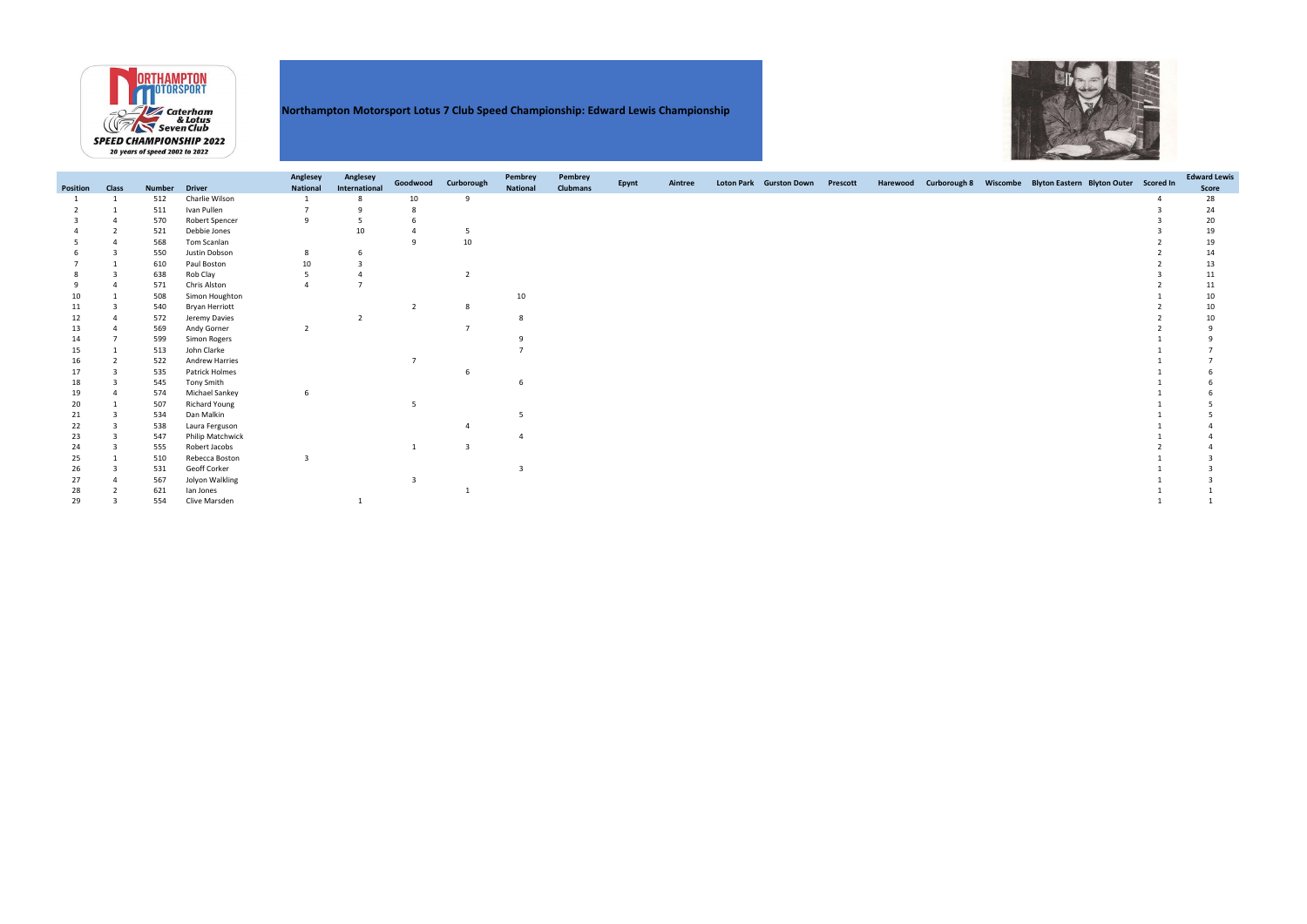# Northampton Motorsport Lotus 7 Club Speed Championship: Edward Lewis Championship

| Position | Class | Number | Driver | Anglesey National | Anglesey International | Goodwood | Curborough | Pembrey National | Pembrey Clubmans | Epynt | Aintree | Loton Park | Gurston Down | Prescott | Harewood | Curborough 8 | Wiscombe | Blyton Eastern | Blyton Outer | Scored In | Edward Lewis Score |
|---|---|---|---|---|---|---|---|---|---|---|---|---|---|---|---|---|---|---|---|---|---|
| 1 | 1 | 512 | Charlie Wilson | 1 | 8 | 10 | 9 | | | | | | | | | | | | | 4 | 28 |
| 2 | 1 | 511 | Ivan Pullen | 7 | 9 | 8 | | | | | | | | | | | | | | 3 | 24 |
| 3 | 4 | 570 | Robert Spencer | 9 | 5 | 6 | | | | | | | | | | | | | | 3 | 20 |
| 4 | 2 | 521 | Debbie Jones | | 10 | 4 | 5 | | | | | | | | | | | | | 3 | 19 |
| 5 | 4 | 568 | Tom Scanlan | | | 9 | 10 | | | | | | | | | | | | | 2 | 19 |
| 6 | 3 | 550 | Justin Dobson | 8 | 6 | | | | | | | | | | | | | | | 2 | 14 |
| 7 | 1 | 610 | Paul Boston | 10 | 3 | | | | | | | | | | | | | | | 2 | 13 |
| 8 | 3 | 638 | Rob Clay | 5 | 4 | | 2 | | | | | | | | | | | | | 3 | 11 |
| 9 | 4 | 571 | Chris Alston | 4 | 7 | | | | | | | | | | | | | | | 2 | 11 |
| 10 | 1 | 508 | Simon Houghton | | | | | 10 | | | | | | | | | | | | 1 | 10 |
| 11 | 3 | 540 | Bryan Herriott | | | 2 | 8 | | | | | | | | | | | | | 2 | 10 |
| 12 | 4 | 572 | Jeremy Davies | | 2 | | | 8 | | | | | | | | | | | | 2 | 10 |
| 13 | 4 | 569 | Andy Gorner | 2 | | | 7 | | | | | | | | | | | | | 2 | 9 |
| 14 | 7 | 599 | Simon Rogers | | | | | 9 | | | | | | | | | | | | 1 | 9 |
| 15 | 1 | 513 | John Clarke | | | | | 7 | | | | | | | | | | | | 1 | 7 |
| 16 | 2 | 522 | Andrew Harries | | | 7 | | | | | | | | | | | | | | 1 | 7 |
| 17 | 3 | 535 | Patrick Holmes | | | | 6 | | | | | | | | | | | | | 1 | 6 |
| 18 | 3 | 545 | Tony Smith | | | | | 6 | | | | | | | | | | | | 1 | 6 |
| 19 | 4 | 574 | Michael Sankey | 6 | | | | | | | | | | | | | | | | 1 | 6 |
| 20 | 1 | 507 | Richard Young | | | 5 | | | | | | | | | | | | | | 1 | 5 |
| 21 | 3 | 534 | Dan Malkin | | | | | 5 | | | | | | | | | | | | 1 | 5 |
| 22 | 3 | 538 | Laura Ferguson | | | | 4 | | | | | | | | | | | | | 1 | 4 |
| 23 | 3 | 547 | Philip Matchwick | | | | | 4 | | | | | | | | | | | | 1 | 4 |
| 24 | 3 | 555 | Robert Jacobs | | | 1 | 3 | | | | | | | | | | | | | 2 | 4 |
| 25 | 1 | 510 | Rebecca Boston | 3 | | | | | | | | | | | | | | | | 1 | 3 |
| 26 | 3 | 531 | Geoff Corker | | | | | 3 | | | | | | | | | | | | 1 | 3 |
| 27 | 4 | 567 | Jolyon Walkling | | | 3 | | | | | | | | | | | | | | 1 | 3 |
| 28 | 2 | 621 | Ian Jones | | | | 1 | | | | | | | | | | | | | 1 | 1 |
| 29 | 3 | 554 | Clive Marsden | | 1 | | | | | | | | | | | | | | | 1 | 1 |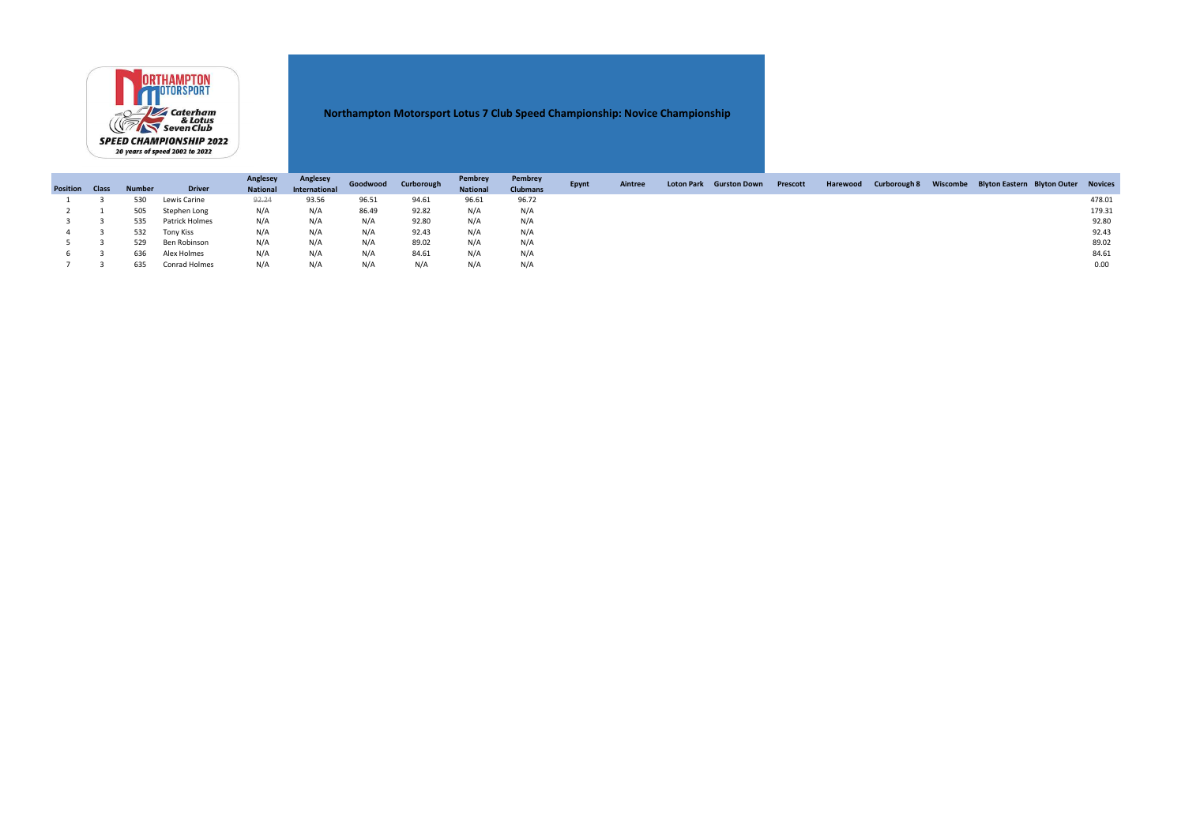# Northampton Motorsport Lotus 7 Club Speed Championship: Novice Championship

| Position | Class | Number | Driver | Anglesey National | Anglesey International | Goodwood | Curborough | Pembrey National | Pembrey Clubmans | Epynt | Aintree | Loton Park | Gurston Down | Prescott | Harewood | Curborough 8 | Wiscombe | Blyton Eastern | Blyton Outer | Novices |
|---|---|---|---|---|---|---|---|---|---|---|---|---|---|---|---|---|---|---|---|---|
| 1 | 3 | 530 | Lewis Carine | ~~92.24~~ | 93.56 | 96.51 | 94.61 | 96.61 | 96.72 | | | | | | | | | | | 478.01 |
| 2 | 1 | 505 | Stephen Long | N/A | N/A | 86.49 | 92.82 | N/A | N/A | | | | | | | | | | | 179.31 |
| 3 | 3 | 535 | Patrick Holmes | N/A | N/A | N/A | 92.80 | N/A | N/A | | | | | | | | | | | 92.80 |
| 4 | 3 | 532 | Tony Kiss | N/A | N/A | N/A | 92.43 | N/A | N/A | | | | | | | | | | | 92.43 |
| 5 | 3 | 529 | Ben Robinson | N/A | N/A | N/A | 89.02 | N/A | N/A | | | | | | | | | | | 89.02 |
| 6 | 3 | 636 | Alex Holmes | N/A | N/A | N/A | 84.61 | N/A | N/A | | | | | | | | | | | 84.61 |
| 7 | 3 | 635 | Conrad Holmes | N/A | N/A | N/A | N/A | N/A | N/A | | | | | | | | | | | 0.00 |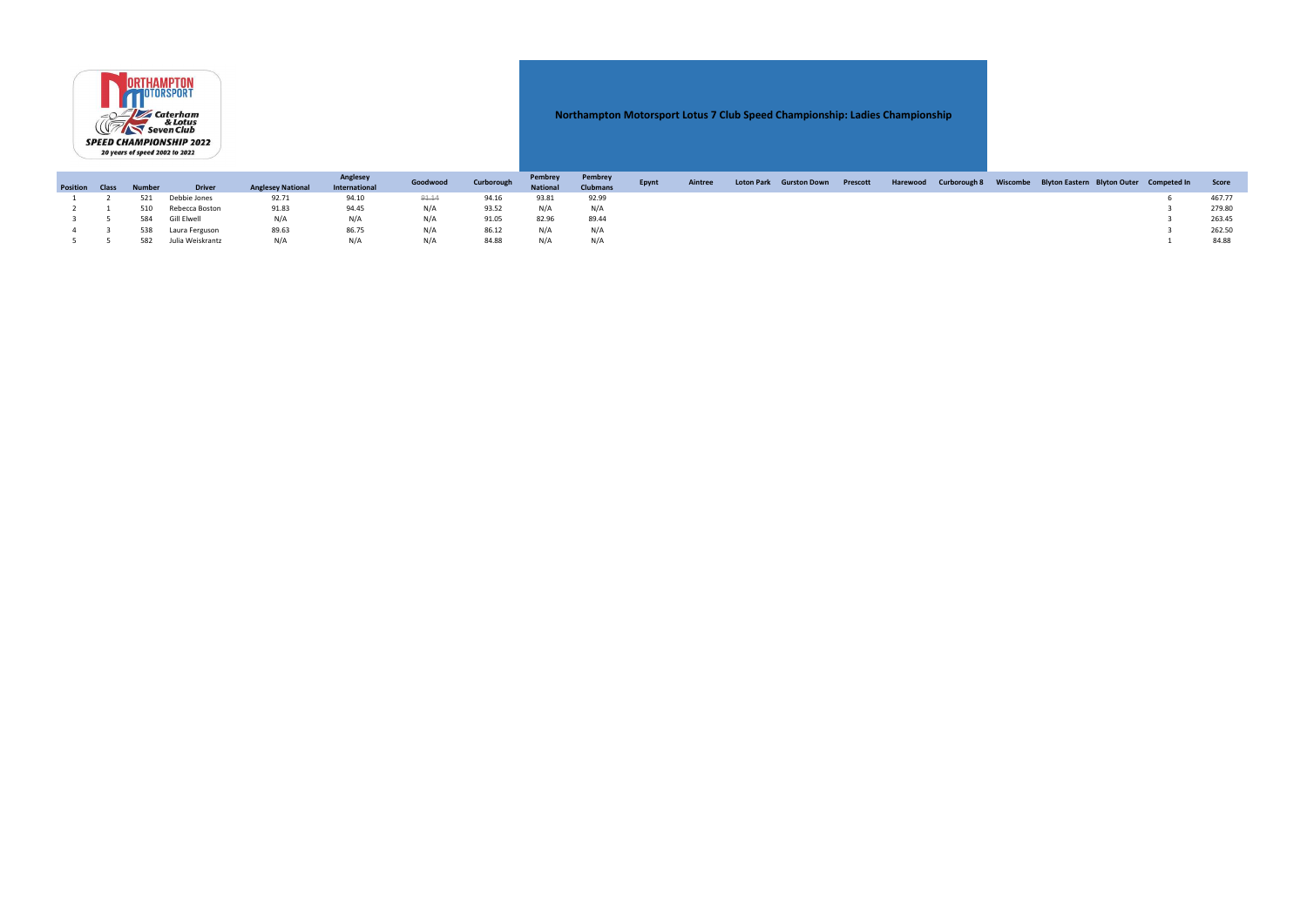# Northampton Motorsport Lotus 7 Club Speed Championship: Ladies Championship

| Position | Class | Number | Driver | Anglesey National | Anglesey International | Goodwood | Curborough | Pembrey National | Pembrey Clubmans | Epynt | Aintree | Loton Park | Gurston Down | Prescott | Harewood | Curborough 8 | Wiscombe | Blyton Eastern | Blyton Outer | Competed In | Score |
|---|---|---|---|---|---|---|---|---|---|---|---|---|---|---|---|---|---|---|---|---|---|
| 1 | 2 | 521 | Debbie Jones | 92.71 | 94.10 | ~~91.14~~ | 94.16 | 93.81 | 92.99 | | | | | | | | | | | 6 | 467.77 |
| 2 | 1 | 510 | Rebecca Boston | 91.83 | 94.45 | N/A | 93.52 | N/A | N/A | | | | | | | | | | | 3 | 279.80 |
| 3 | 5 | 584 | Gill Elwell | N/A | N/A | N/A | 91.05 | 82.96 | 89.44 | | | | | | | | | | | 3 | 263.45 |
| 4 | 3 | 538 | Laura Ferguson | 89.63 | 86.75 | N/A | 86.12 | N/A | N/A | | | | | | | | | | | 3 | 262.50 |
| 5 | 5 | 582 | Julia Weiskrantz | N/A | N/A | N/A | 84.88 | N/A | N/A | | | | | | | | | | | 1 | 84.88 |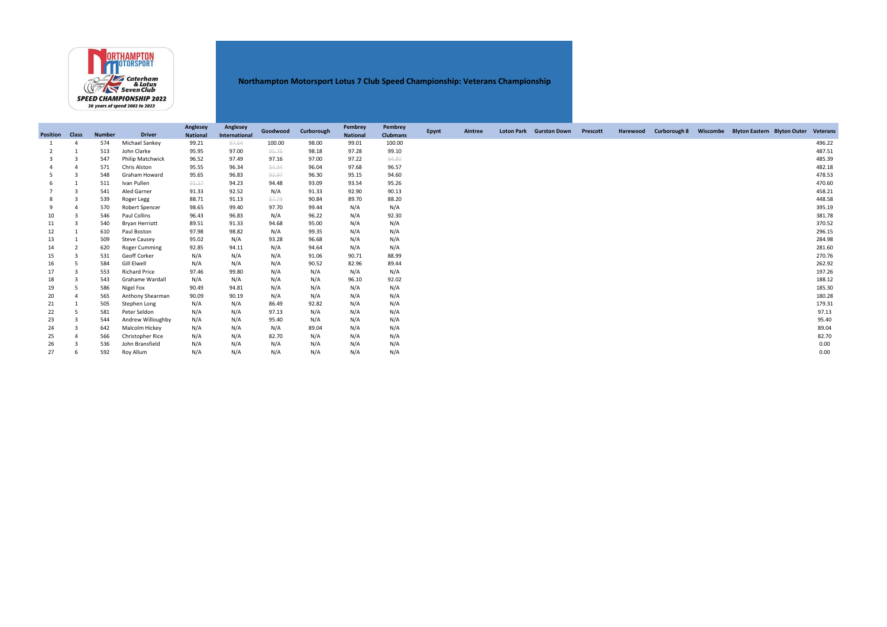# Northampton Motorsport Lotus 7 Club Speed Championship: Veterans Championship

| Position | Class | Number | Driver | Anglesey National | Anglesey International | Goodwood | Curborough | Pembrey National | Pembrey Clubmans | Epynt | Aintree | Loton Park | Gurston Down | Prescott | Harewood | Curborough 8 | Wiscombe | Blyton Eastern | Blyton Outer | Veterans |
|---|---|---|---|---|---|---|---|---|---|---|---|---|---|---|---|---|---|---|---|---|
| 1 | 4 | 574 | Michael Sankey | 99.21 | 97.64 | 100.00 | 98.00 | 99.01 | 100.00 | | | | | | | | | | | 496.22 |
| 2 | 1 | 513 | John Clarke | 95.95 | 97.00 | 95.76 | 98.18 | 97.28 | 99.10 | | | | | | | | | | | 487.51 |
| 3 | 3 | 547 | Philip Matchwick | 96.52 | 97.49 | 97.16 | 97.00 | 97.22 | 94.80 | | | | | | | | | | | 485.39 |
| 4 | 4 | 571 | Chris Alston | 95.55 | 96.34 | 94.94 | 96.04 | 97.68 | 96.57 | | | | | | | | | | | 482.18 |
| 5 | 3 | 548 | Graham Howard | 95.65 | 96.83 | 92.97 | 96.30 | 95.15 | 94.60 | | | | | | | | | | | 478.53 |
| 6 | 1 | 511 | Ivan Pullen | 91.27 | 94.23 | 94.48 | 93.09 | 93.54 | 95.26 | | | | | | | | | | | 470.60 |
| 7 | 3 | 541 | Aled Garner | 91.33 | 92.52 | N/A | 91.33 | 92.90 | 90.13 | | | | | | | | | | | 458.21 |
| 8 | 3 | 539 | Roger Legg | 88.71 | 91.13 | 87.79 | 90.84 | 89.70 | 88.20 | | | | | | | | | | | 448.58 |
| 9 | 4 | 570 | Robert Spencer | 98.65 | 99.40 | 97.70 | 99.44 | N/A | N/A | | | | | | | | | | | 395.19 |
| 10 | 3 | 546 | Paul Collins | 96.43 | 96.83 | N/A | 96.22 | N/A | 92.30 | | | | | | | | | | | 381.78 |
| 11 | 3 | 540 | Bryan Herriott | 89.51 | 91.33 | 94.68 | 95.00 | N/A | N/A | | | | | | | | | | | 370.52 |
| 12 | 1 | 610 | Paul Boston | 97.98 | 98.82 | N/A | 99.35 | N/A | N/A | | | | | | | | | | | 296.15 |
| 13 | 1 | 509 | Steve Causey | 95.02 | N/A | 93.28 | 96.68 | N/A | N/A | | | | | | | | | | | 284.98 |
| 14 | 2 | 620 | Roger Cumming | 92.85 | 94.11 | N/A | 94.64 | N/A | N/A | | | | | | | | | | | 281.60 |
| 15 | 3 | 531 | Geoff Corker | N/A | N/A | N/A | 91.06 | 90.71 | 88.99 | | | | | | | | | | | 270.76 |
| 16 | 5 | 584 | Gill Elwell | N/A | N/A | N/A | 90.52 | 82.96 | 89.44 | | | | | | | | | | | 262.92 |
| 17 | 3 | 553 | Richard Price | 97.46 | 99.80 | N/A | N/A | N/A | N/A | | | | | | | | | | | 197.26 |
| 18 | 3 | 543 | Grahame Wardall | N/A | N/A | N/A | N/A | 96.10 | 92.02 | | | | | | | | | | | 188.12 |
| 19 | 5 | 586 | Nigel Fox | 90.49 | 94.81 | N/A | N/A | N/A | N/A | | | | | | | | | | | 185.30 |
| 20 | 4 | 565 | Anthony Shearman | 90.09 | 90.19 | N/A | N/A | N/A | N/A | | | | | | | | | | | 180.28 |
| 21 | 1 | 505 | Stephen Long | N/A | N/A | 86.49 | 92.82 | N/A | N/A | | | | | | | | | | | 179.31 |
| 22 | 5 | 581 | Peter Seldon | N/A | N/A | 97.13 | N/A | N/A | N/A | | | | | | | | | | | 97.13 |
| 23 | 3 | 544 | Andrew Willoughby | N/A | N/A | 95.40 | N/A | N/A | N/A | | | | | | | | | | | 95.40 |
| 24 | 3 | 642 | Malcolm Hickey | N/A | N/A | N/A | 89.04 | N/A | N/A | | | | | | | | | | | 89.04 |
| 25 | 4 | 566 | Christopher Rice | N/A | N/A | 82.70 | N/A | N/A | N/A | | | | | | | | | | | 82.70 |
| 26 | 3 | 536 | John Bransfield | N/A | N/A | N/A | N/A | N/A | N/A | | | | | | | | | | | 0.00 |
| 27 | 6 | 592 | Roy Allum | N/A | N/A | N/A | N/A | N/A | N/A | | | | | | | | | | | 0.00 |